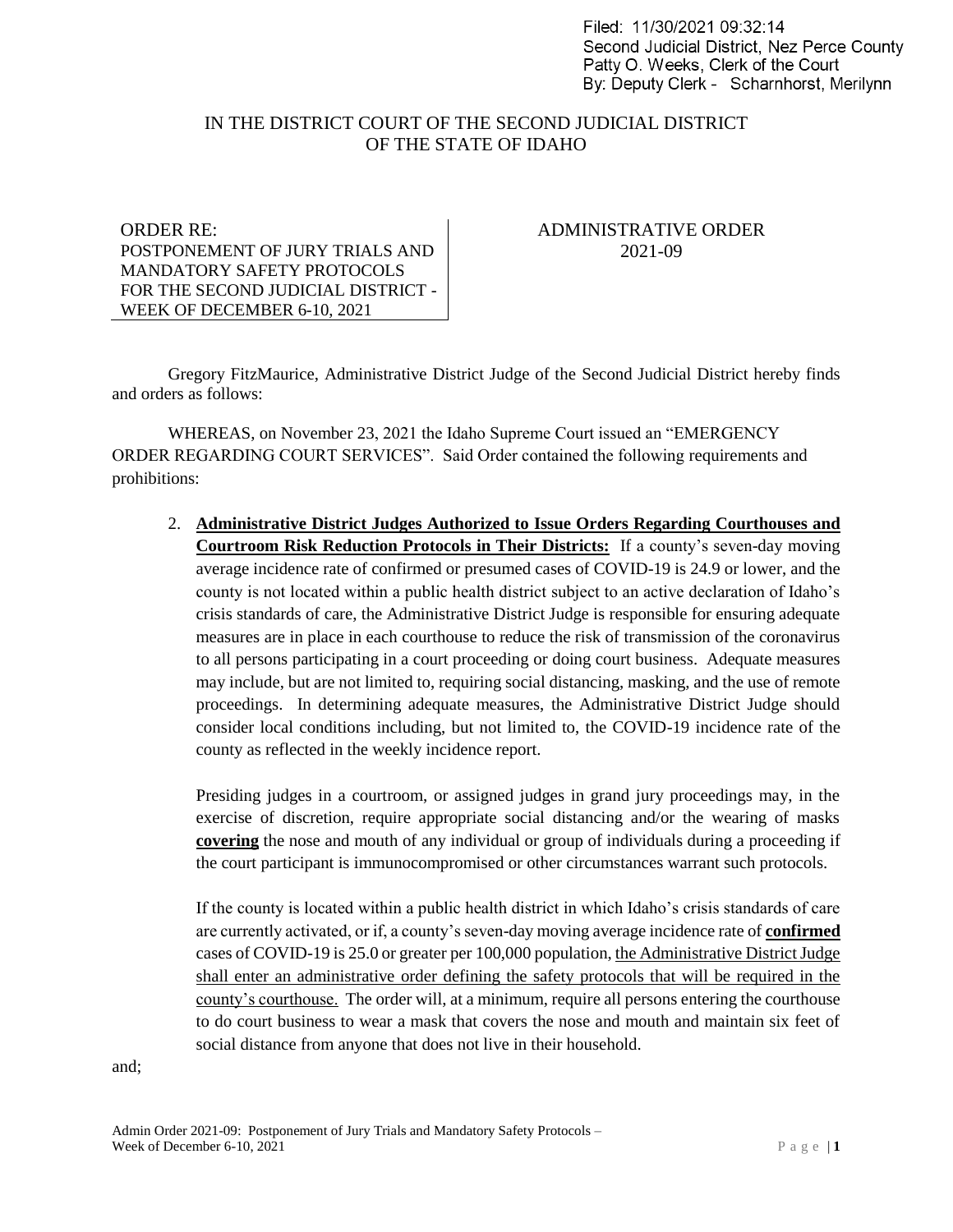Filed: 11/30/2021 09:32:14
Second Judicial District, Nez Perce County
Patty O. Weeks, Clerk of the Court
By: Deputy Clerk - Scharnhorst, Merilynn

# IN THE DISTRICT COURT OF THE SECOND JUDICIAL DISTRICT OF THE STATE OF IDAHO

| ORDER RE: POSTPONEMENT OF JURY TRIALS AND MANDATORY SAFETY PROTOCOLS FOR THE SECOND JUDICIAL DISTRICT - WEEK OF DECEMBER 6-10, 2021 | ADMINISTRATIVE ORDER 2021-09 |
| --- | --- |

Gregory FitzMaurice, Administrative District Judge of the Second Judicial District hereby finds and orders as follows:

WHEREAS, on November 23, 2021 the Idaho Supreme Court issued an "EMERGENCY ORDER REGARDING COURT SERVICES". Said Order contained the following requirements and prohibitions:

> 2. **Administrative District Judges Authorized to Issue Orders Regarding Courthouses and Courtroom Risk Reduction Protocols in Their Districts:** If a county's seven-day moving average incidence rate of confirmed or presumed cases of COVID-19 is 24.9 or lower, and the county is not located within a public health district subject to an active declaration of Idaho's crisis standards of care, the Administrative District Judge is responsible for ensuring adequate measures are in place in each courthouse to reduce the risk of transmission of the coronavirus to all persons participating in a court proceeding or doing court business. Adequate measures may include, but are not limited to, requiring social distancing, masking, and the use of remote proceedings. In determining adequate measures, the Administrative District Judge should consider local conditions including, but not limited to, the COVID-19 incidence rate of the county as reflected in the weekly incidence report.
>
> Presiding judges in a courtroom, or assigned judges in grand jury proceedings may, in the exercise of discretion, require appropriate social distancing and/or the wearing of masks **covering** the nose and mouth of any individual or group of individuals during a proceeding if the court participant is immunocompromised or other circumstances warrant such protocols.
>
> If the county is located within a public health district in which Idaho's crisis standards of care are currently activated, or if, a county's seven-day moving average incidence rate of **confirmed** cases of COVID-19 is 25.0 or greater per 100,000 population, the Administrative District Judge shall enter an administrative order defining the safety protocols that will be required in the county's courthouse. The order will, at a minimum, require all persons entering the courthouse to do court business to wear a mask that covers the nose and mouth and maintain six feet of social distance from anyone that does not live in their household.

and;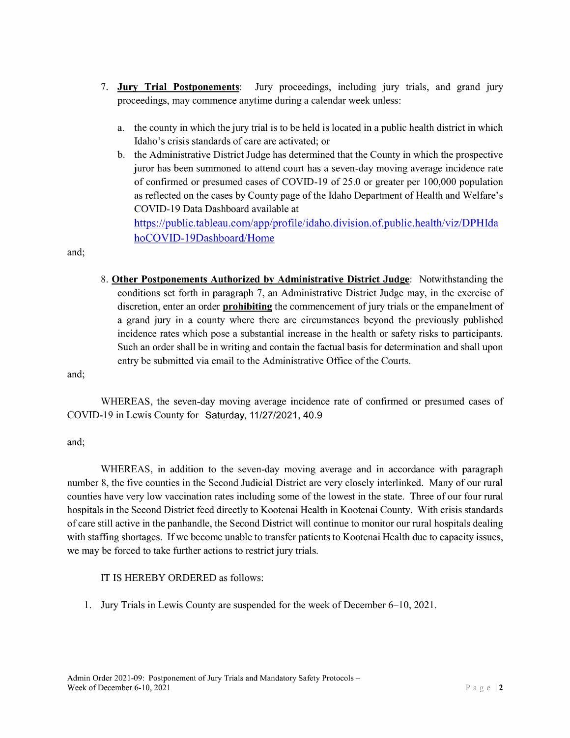7. **Jury Trial Postponements**: Jury proceedings, including jury trials, and grand jury proceedings, may commence anytime during a calendar week unless:

   a. the county in which the jury trial is to be held is located in a public health district in which Idaho's crisis standards of care are activated; or
   b. the Administrative District Judge has determined that the County in which the prospective juror has been summoned to attend court has a seven-day moving average incidence rate of confirmed or presumed cases of COVID-19 of 25.0 or greater per 100,000 population as reflected on the cases by County page of the Idaho Department of Health and Welfare's COVID-19 Data Dashboard available at https://public.tableau.com/app/profile/idaho.division.of.public.health/viz/DPHIdahoCOVID-19Dashboard/Home

and;

8. **Other Postponements Authorized by Administrative District Judge**: Notwithstanding the conditions set forth in paragraph 7, an Administrative District Judge may, in the exercise of discretion, enter an order **prohibiting** the commencement of jury trials or the empanelment of a grand jury in a county where there are circumstances beyond the previously published incidence rates which pose a substantial increase in the health or safety risks to participants. Such an order shall be in writing and contain the factual basis for determination and shall upon entry be submitted via email to the Administrative Office of the Courts.

and;

WHEREAS, the seven-day moving average incidence rate of confirmed or presumed cases of COVID-19 in Lewis County for Saturday, 11/27/2021, 40.9

and;

WHEREAS, in addition to the seven-day moving average and in accordance with paragraph number 8, the five counties in the Second Judicial District are very closely interlinked. Many of our rural counties have very low vaccination rates including some of the lowest in the state. Three of our four rural hospitals in the Second District feed directly to Kootenai Health in Kootenai County. With crisis standards of care still active in the panhandle, the Second District will continue to monitor our rural hospitals dealing with staffing shortages. If we become unable to transfer patients to Kootenai Health due to capacity issues, we may be forced to take further actions to restrict jury trials.

IT IS HEREBY ORDERED as follows:

1. Jury Trials in Lewis County are suspended for the week of December 6–10, 2021.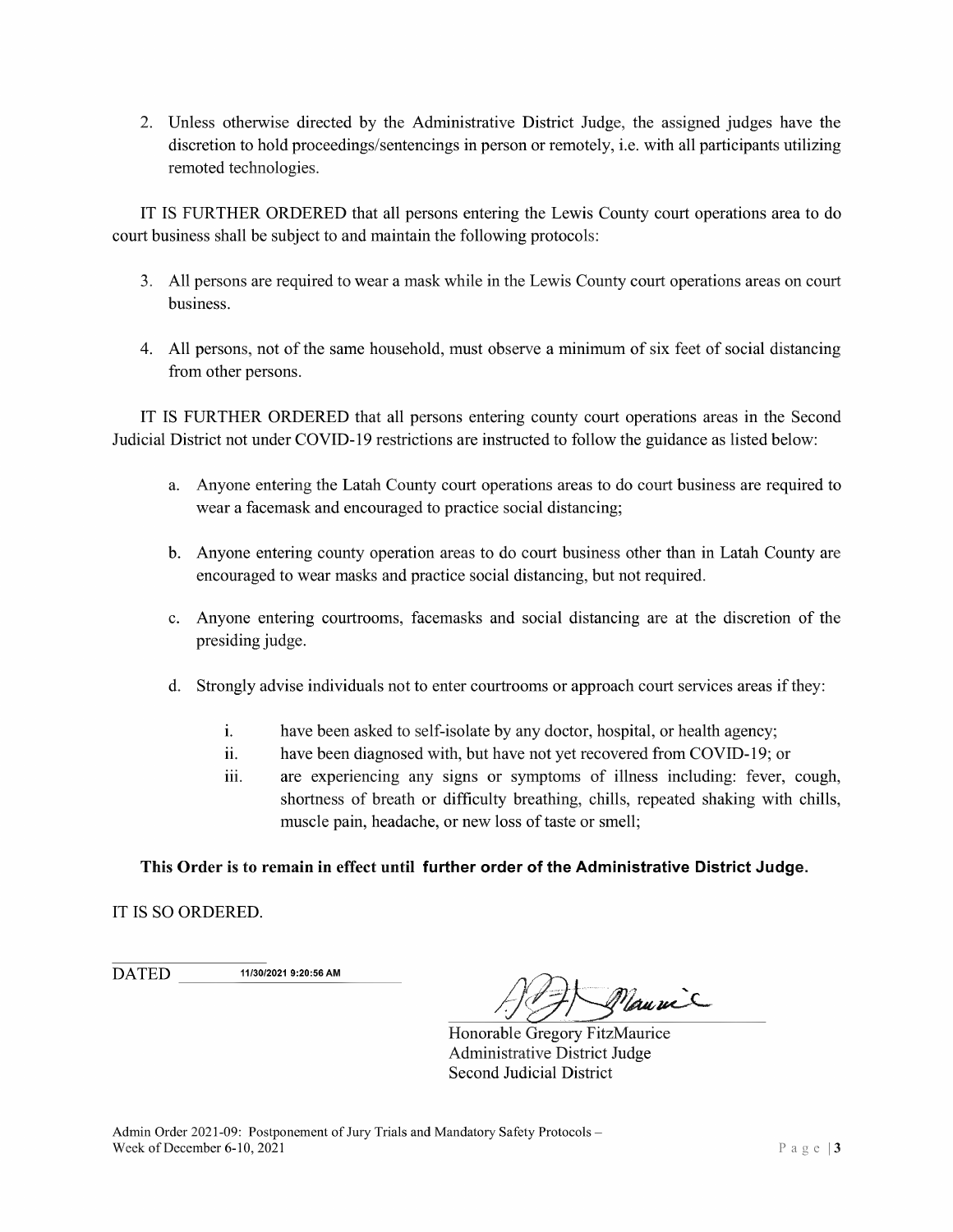2. Unless otherwise directed by the Administrative District Judge, the assigned judges have the discretion to hold proceedings/sentencings in person or remotely, i.e. with all participants utilizing remoted technologies.

IT IS FURTHER ORDERED that all persons entering the Lewis County court operations area to do court business shall be subject to and maintain the following protocols:

3. All persons are required to wear a mask while in the Lewis County court operations areas on court business.

4. All persons, not of the same household, must observe a minimum of six feet of social distancing from other persons.

IT IS FURTHER ORDERED that all persons entering county court operations areas in the Second Judicial District not under COVID-19 restrictions are instructed to follow the guidance as listed below:

a. Anyone entering the Latah County court operations areas to do court business are required to wear a facemask and encouraged to practice social distancing;

b. Anyone entering county operation areas to do court business other than in Latah County are encouraged to wear masks and practice social distancing, but not required.

c. Anyone entering courtrooms, facemasks and social distancing are at the discretion of the presiding judge.

d. Strongly advise individuals not to enter courtrooms or approach court services areas if they:

   i. have been asked to self-isolate by any doctor, hospital, or health agency;
   ii. have been diagnosed with, but have not yet recovered from COVID-19; or
   iii. are experiencing any signs or symptoms of illness including: fever, cough, shortness of breath or difficulty breathing, chills, repeated shaking with chills, muscle pain, headache, or new loss of taste or smell;

**This Order is to remain in effect until further order of the Administrative District Judge.**

IT IS SO ORDERED.

DATED 11/30/2021 9:20:56 AM

Honorable Gregory FitzMaurice
Administrative District Judge
Second Judicial District

Admin Order 2021-09: Postponement of Jury Trials and Mandatory Safety Protocols – Week of December 6-10, 2021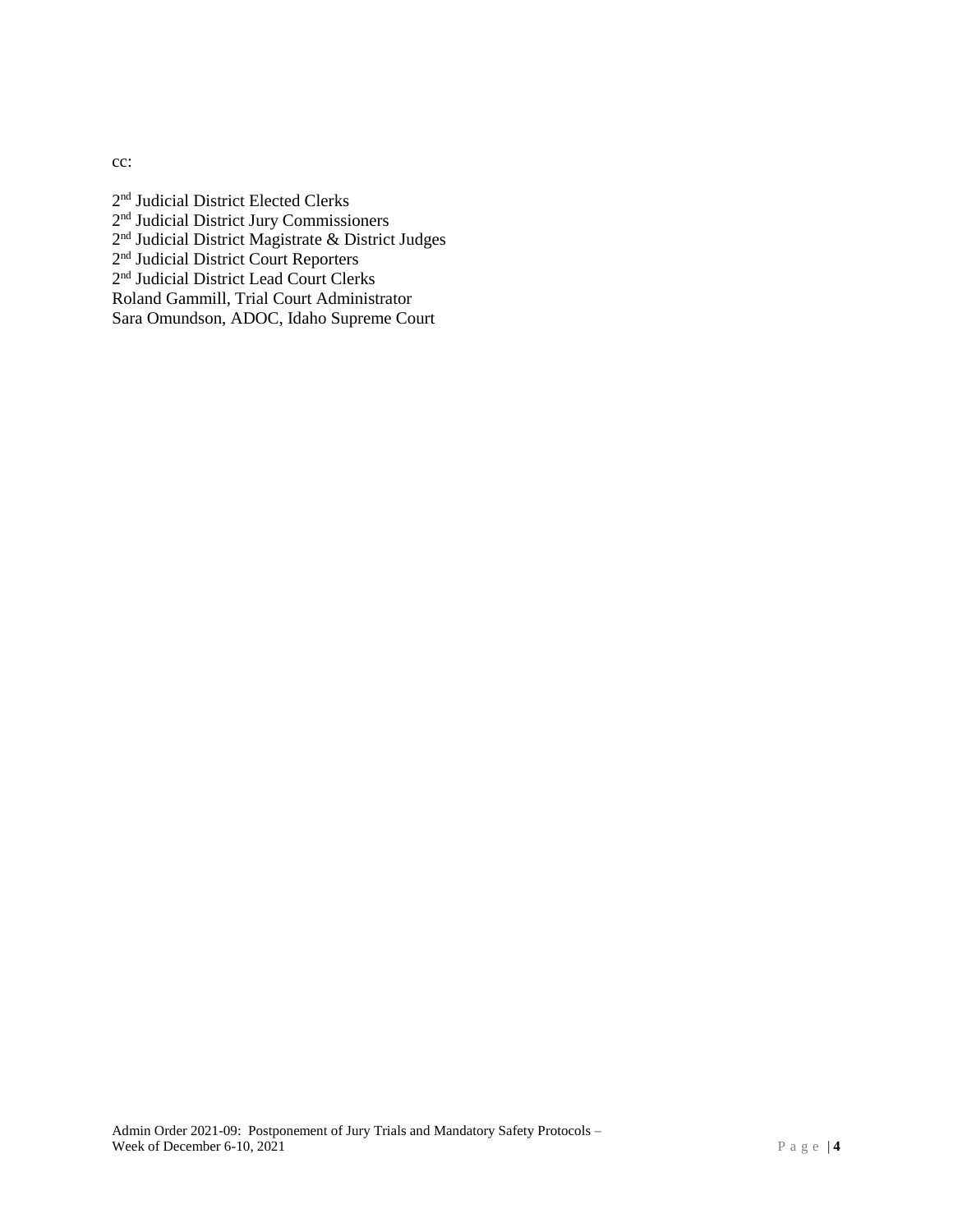cc:

2nd Judicial District Elected Clerks
2nd Judicial District Jury Commissioners
2nd Judicial District Magistrate & District Judges
2nd Judicial District Court Reporters
2nd Judicial District Lead Court Clerks
Roland Gammill, Trial Court Administrator
Sara Omundson, ADOC, Idaho Supreme Court